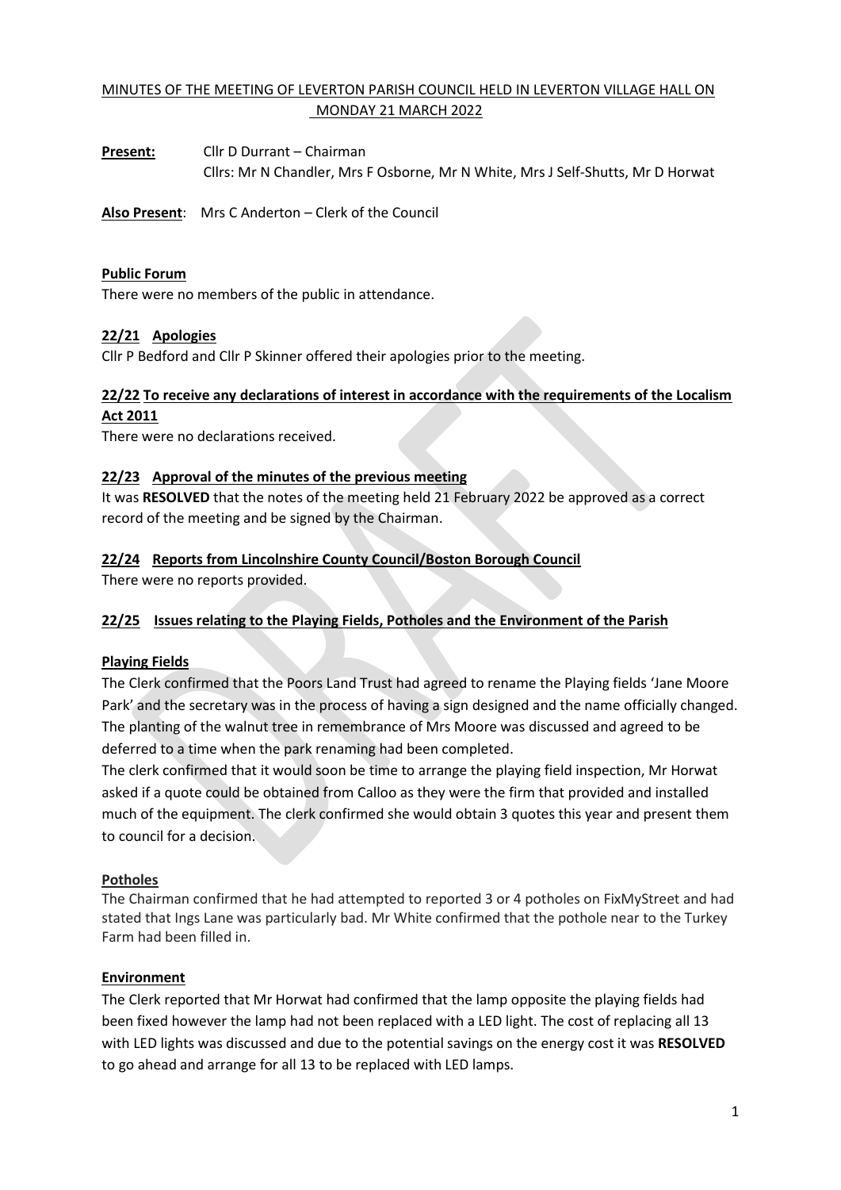MINUTES OF THE MEETING OF LEVERTON PARISH COUNCIL HELD IN LEVERTON VILLAGE HALL ON MONDAY 21 MARCH 2022

**Present:** Cllr D Durrant – Chairman
Cllrs: Mr N Chandler, Mrs F Osborne, Mr N White, Mrs J Self-Shutts, Mr D Horwat

**Also Present**: Mrs C Anderton – Clerk of the Council

**Public Forum**

There were no members of the public in attendance.

**22/21 Apologies**

Cllr P Bedford and Cllr P Skinner offered their apologies prior to the meeting.

**22/22 To receive any declarations of interest in accordance with the requirements of the Localism Act 2011**

There were no declarations received.

**22/23 Approval of the minutes of the previous meeting**

It was **RESOLVED** that the notes of the meeting held 21 February 2022 be approved as a correct record of the meeting and be signed by the Chairman.

**22/24 Reports from Lincolnshire County Council/Boston Borough Council**

There were no reports provided.

**22/25 Issues relating to the Playing Fields, Potholes and the Environment of the Parish**

**Playing Fields**

The Clerk confirmed that the Poors Land Trust had agreed to rename the Playing fields 'Jane Moore Park' and the secretary was in the process of having a sign designed and the name officially changed. The planting of the walnut tree in remembrance of Mrs Moore was discussed and agreed to be deferred to a time when the park renaming had been completed.

The clerk confirmed that it would soon be time to arrange the playing field inspection, Mr Horwat asked if a quote could be obtained from Calloo as they were the firm that provided and installed much of the equipment. The clerk confirmed she would obtain 3 quotes this year and present them to council for a decision.

**Potholes**

The Chairman confirmed that he had attempted to reported 3 or 4 potholes on FixMyStreet and had stated that Ings Lane was particularly bad. Mr White confirmed that the pothole near to the Turkey Farm had been filled in.

**Environment**

The Clerk reported that Mr Horwat had confirmed that the lamp opposite the playing fields had been fixed however the lamp had not been replaced with a LED light. The cost of replacing all 13 with LED lights was discussed and due to the potential savings on the energy cost it was **RESOLVED** to go ahead and arrange for all 13 to be replaced with LED lamps.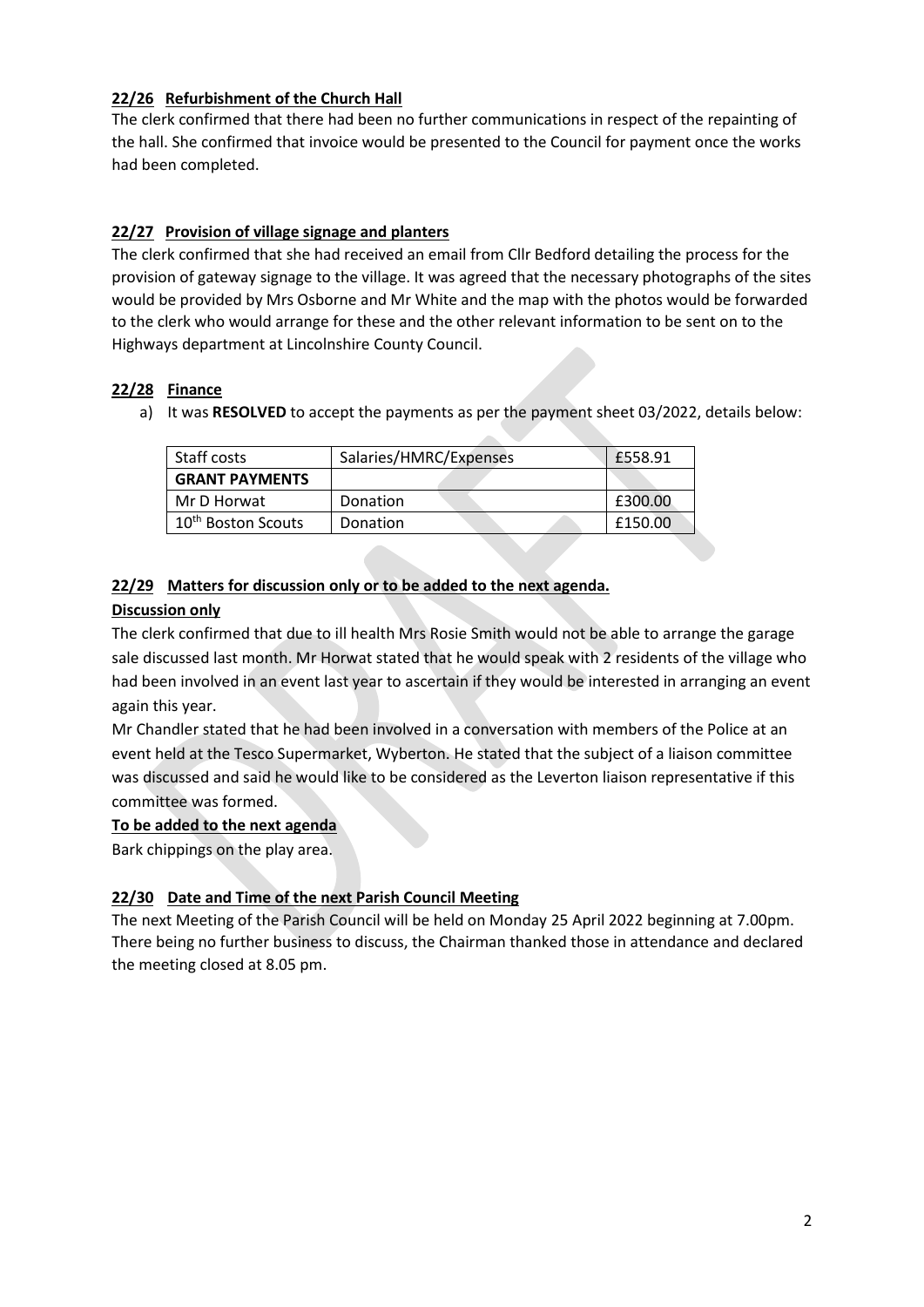**22/26 Refurbishment of the Church Hall**

The clerk confirmed that there had been no further communications in respect of the repainting of the hall. She confirmed that invoice would be presented to the Council for payment once the works had been completed.

**22/27 Provision of village signage and planters**

The clerk confirmed that she had received an email from Cllr Bedford detailing the process for the provision of gateway signage to the village. It was agreed that the necessary photographs of the sites would be provided by Mrs Osborne and Mr White and the map with the photos would be forwarded to the clerk who would arrange for these and the other relevant information to be sent on to the Highways department at Lincolnshire County Council.

**22/28 Finance**

a) It was **RESOLVED** to accept the payments as per the payment sheet 03/2022, details below:

| | | |
|---|---|---|
| Staff costs | Salaries/HMRC/Expenses | £558.91 |
| **GRANT PAYMENTS** | | |
| Mr D Horwat | Donation | £300.00 |
| 10th Boston Scouts | Donation | £150.00 |

**22/29 Matters for discussion only or to be added to the next agenda.**

**Discussion only**

The clerk confirmed that due to ill health Mrs Rosie Smith would not be able to arrange the garage sale discussed last month. Mr Horwat stated that he would speak with 2 residents of the village who had been involved in an event last year to ascertain if they would be interested in arranging an event again this year.

Mr Chandler stated that he had been involved in a conversation with members of the Police at an event held at the Tesco Supermarket, Wyberton. He stated that the subject of a liaison committee was discussed and said he would like to be considered as the Leverton liaison representative if this committee was formed.

**To be added to the next agenda**

Bark chippings on the play area.

**22/30 Date and Time of the next Parish Council Meeting**

The next Meeting of the Parish Council will be held on Monday 25 April 2022 beginning at 7.00pm. There being no further business to discuss, the Chairman thanked those in attendance and declared the meeting closed at 8.05 pm.